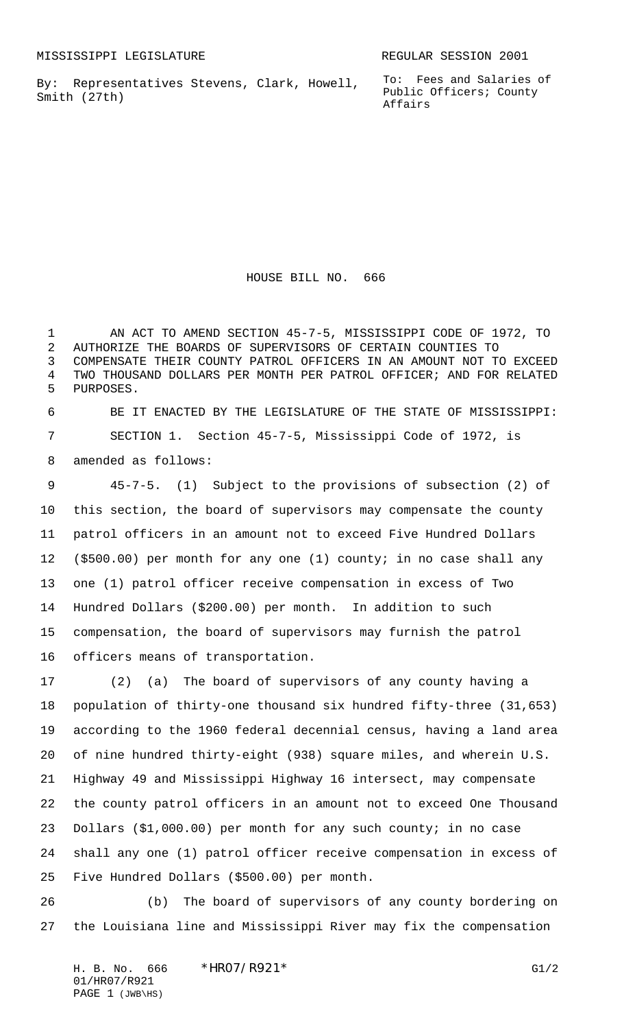MISSISSIPPI LEGISLATURE REGULAR SESSION 2001

By: Representatives Stevens, Clark, Howell, Smith (27th)

To: Fees and Salaries of Public Officers; County Affairs

# HOUSE BILL NO. 666

AN ACT TO AMEND SECTION 45-7-5, MISSISSIPPI CODE OF 1972, TO AUTHORIZE THE BOARDS OF SUPERVISORS OF CERTAIN COUNTIES TO COMPENSATE THEIR COUNTY PATROL OFFICERS IN AN AMOUNT NOT TO EXCEED TWO THOUSAND DOLLARS PER MONTH PER PATROL OFFICER; AND FOR RELATED PURPOSES.

BE IT ENACTED BY THE LEGISLATURE OF THE STATE OF MISSISSIPPI:

SECTION 1. Section 45-7-5, Mississippi Code of 1972, is amended as follows:

45-7-5. (1) Subject to the provisions of subsection (2) of this section, the board of supervisors may compensate the county patrol officers in an amount not to exceed Five Hundred Dollars ($500.00) per month for any one (1) county; in no case shall any one (1) patrol officer receive compensation in excess of Two Hundred Dollars ($200.00) per month. In addition to such compensation, the board of supervisors may furnish the patrol officers means of transportation.

(2) (a) The board of supervisors of any county having a population of thirty-one thousand six hundred fifty-three (31,653) according to the 1960 federal decennial census, having a land area of nine hundred thirty-eight (938) square miles, and wherein U.S. Highway 49 and Mississippi Highway 16 intersect, may compensate the county patrol officers in an amount not to exceed One Thousand Dollars ($1,000.00) per month for any such county; in no case shall any one (1) patrol officer receive compensation in excess of Five Hundred Dollars ($500.00) per month.

(b) The board of supervisors of any county bordering on the Louisiana line and Mississippi River may fix the compensation

H. B. No. 666 *HR07/R921* G1/2
01/HR07/R921
PAGE 1 (JWB\HS)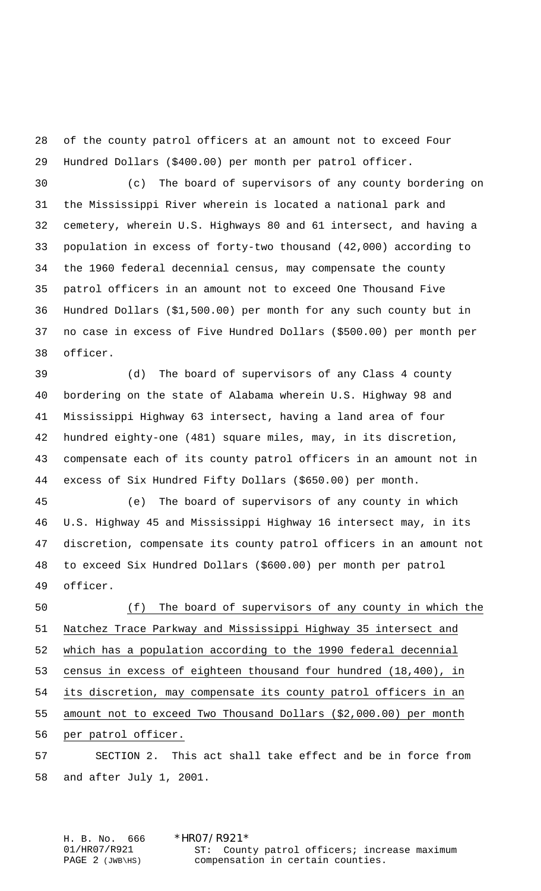of the county patrol officers at an amount not to exceed Four Hundred Dollars ($400.00) per month per patrol officer.

(c) The board of supervisors of any county bordering on the Mississippi River wherein is located a national park and cemetery, wherein U.S. Highways 80 and 61 intersect, and having a population in excess of forty-two thousand (42,000) according to the 1960 federal decennial census, may compensate the county patrol officers in an amount not to exceed One Thousand Five Hundred Dollars ($1,500.00) per month for any such county but in no case in excess of Five Hundred Dollars ($500.00) per month per officer.

(d) The board of supervisors of any Class 4 county bordering on the state of Alabama wherein U.S. Highway 98 and Mississippi Highway 63 intersect, having a land area of four hundred eighty-one (481) square miles, may, in its discretion, compensate each of its county patrol officers in an amount not in excess of Six Hundred Fifty Dollars ($650.00) per month.

(e) The board of supervisors of any county in which U.S. Highway 45 and Mississippi Highway 16 intersect may, in its discretion, compensate its county patrol officers in an amount not to exceed Six Hundred Dollars ($600.00) per month per patrol officer.

<u>(f) The board of supervisors of any county in which the Natchez Trace Parkway and Mississippi Highway 35 intersect and which has a population according to the 1990 federal decennial census in excess of eighteen thousand four hundred (18,400), in its discretion, may compensate its county patrol officers in an amount not to exceed Two Thousand Dollars ($2,000.00) per month per patrol officer.</u>

SECTION 2. This act shall take effect and be in force from and after July 1, 2001.

H. B. No. 666 *HR07/R921*
01/HR07/R921
ST: County patrol officers; increase maximum compensation in certain counties.